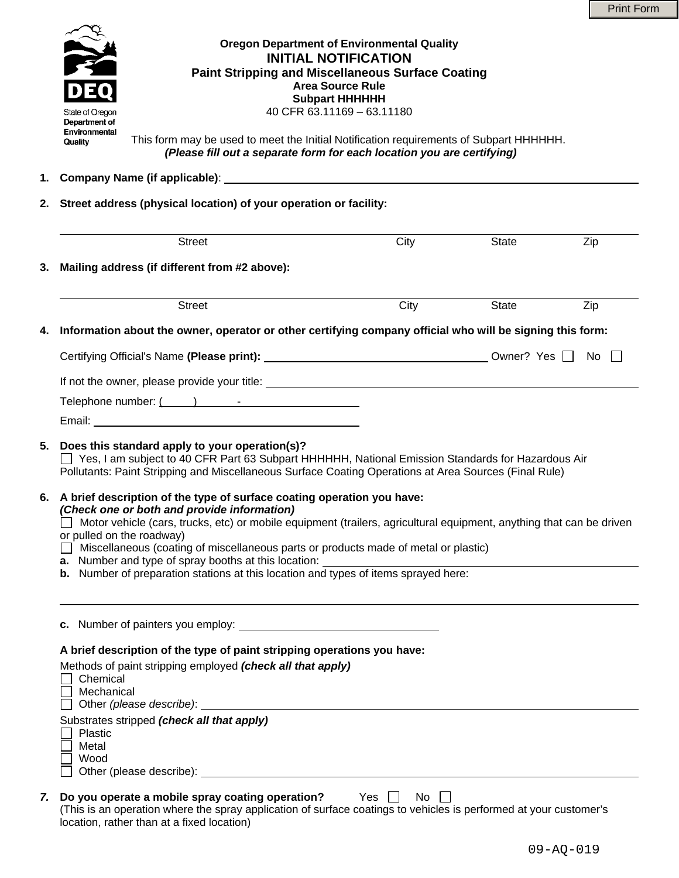Print Form

State of Oregon
Department of Environmental Quality

# Oregon Department of Environmental Quality

## INITIAL NOTIFICATION

### Paint Stripping and Miscellaneous Surface Coating

**Area Source Rule**

**Subpart HHHHHH**

40 CFR 63.11169 – 63.11180

This form may be used to meet the Initial Notification requirements of Subpart HHHHHH.

***(Please fill out a separate form for each location you are certifying)***

1. **Company Name (if applicable)**: ______________________________

2. **Street address (physical location) of your operation or facility:**

   ______________________________
   Street  City  State  Zip

3. **Mailing address (if different from #2 above):**

   ______________________________
   Street  City  State  Zip

4. **Information about the owner, operator or other certifying company official who will be signing this form:**

   Certifying Official's Name **(Please print):** ______________________ Owner? Yes ☐ No ☐

   If not the owner, please provide your title: ______________________

   Telephone number: (    )    -

   Email: ______________________

5. **Does this standard apply to your operation(s)?**

   ☐ Yes, I am subject to 40 CFR Part 63 Subpart HHHHHH, National Emission Standards for Hazardous Air Pollutants: Paint Stripping and Miscellaneous Surface Coating Operations at Area Sources (Final Rule)

6. **A brief description of the type of surface coating operation you have:**
   ***(Check one or both and provide information)***

   ☐ Motor vehicle (cars, trucks, etc) or mobile equipment (trailers, agricultural equipment, anything that can be driven or pulled on the roadway)

   ☐ Miscellaneous (coating of miscellaneous parts or products made of metal or plastic)

   **a.** Number and type of spray booths at this location: ______________________

   **b.** Number of preparation stations at this location and types of items sprayed here:

   ______________________

   **c.** Number of painters you employ: ______________________

   **A brief description of the type of paint stripping operations you have:**

   Methods of paint stripping employed ***(check all that apply)***

   ☐ Chemical
   ☐ Mechanical
   ☐ Other *(please describe)*: ______________________

   Substrates stripped ***(check all that apply)***

   ☐ Plastic
   ☐ Metal
   ☐ Wood
   ☐ Other (please describe): ______________________

7. ***Do you operate a mobile spray coating operation?*** Yes ☐ No ☐

   (This is an operation where the spray application of surface coatings to vehicles is performed at your customer's location, rather than at a fixed location)

09-AQ-019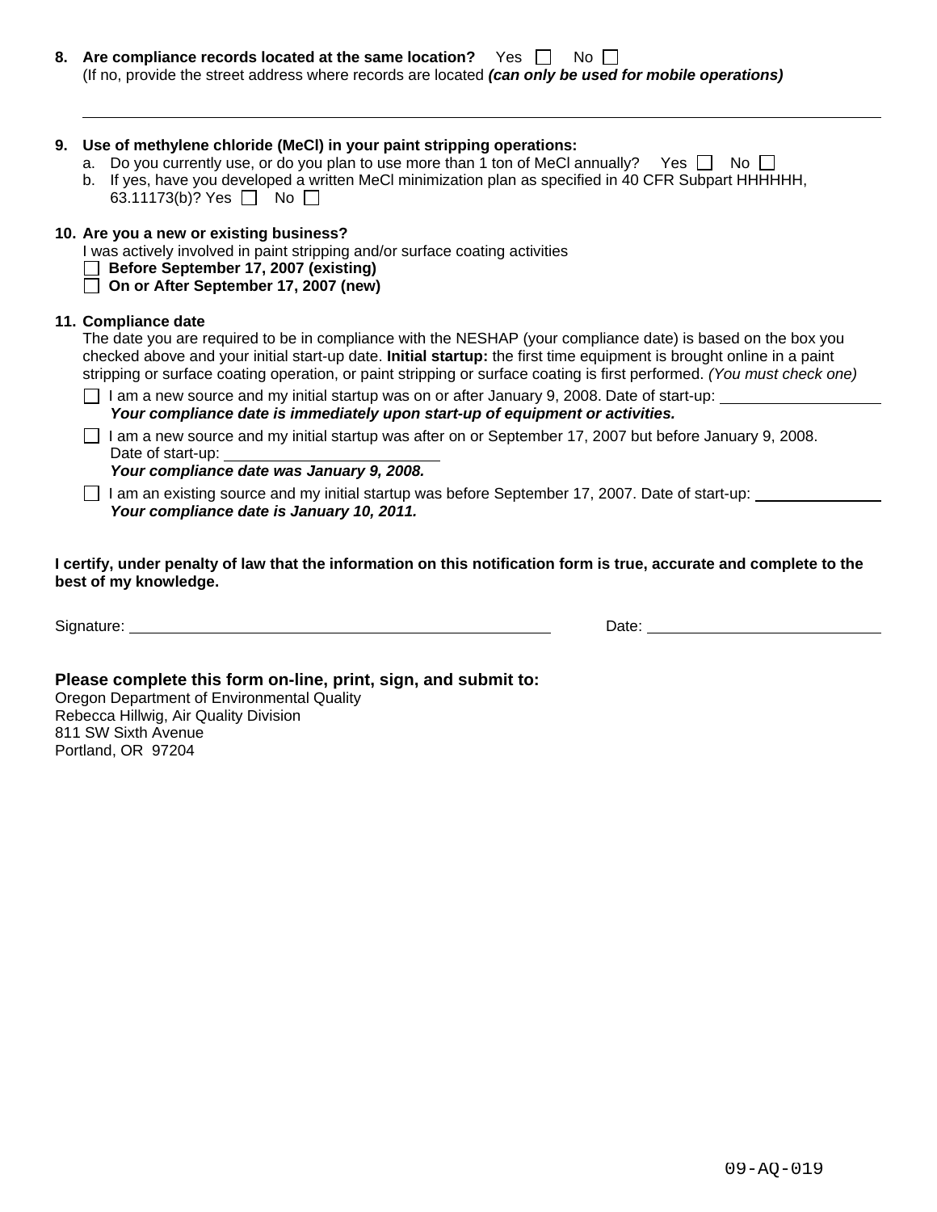**8. Are compliance records located at the same location?** Yes ☐ No ☐
(If no, provide the street address where records are located ***(can only be used for mobile operations)***

\_\_\_\_\_\_\_\_\_\_\_\_\_\_\_\_\_\_\_\_\_\_\_\_\_\_\_\_\_\_\_\_\_\_\_\_\_\_\_\_\_\_\_\_\_\_\_\_\_\_\_\_\_\_\_\_\_\_\_\_

**9. Use of methylene chloride (MeCl) in your paint stripping operations:**

a. Do you currently use, or do you plan to use more than 1 ton of MeCl annually? Yes ☐ No ☐

b. If yes, have you developed a written MeCl minimization plan as specified in 40 CFR Subpart HHHHHH, 63.11173(b)? Yes ☐ No ☐

**10. Are you a new or existing business?**

I was actively involved in paint stripping and/or surface coating activities

☐ **Before September 17, 2007 (existing)**

☐ **On or After September 17, 2007 (new)**

**11. Compliance date**

The date you are required to be in compliance with the NESHAP (your compliance date) is based on the box you checked above and your initial start-up date. **Initial startup:** the first time equipment is brought online in a paint stripping or surface coating operation, or paint stripping or surface coating is first performed. *(You must check one)*

☐ I am a new source and my initial startup was on or after January 9, 2008. Date of start-up: \_\_\_\_\_\_\_\_\_\_\_\_\_\_\_\_
***Your compliance date is immediately upon start-up of equipment or activities.***

☐ I am a new source and my initial startup was after on or September 17, 2007 but before January 9, 2008.
Date of start-up: \_\_\_\_\_\_\_\_\_\_\_\_\_\_\_\_
***Your compliance date was January 9, 2008.***

☐ I am an existing source and my initial startup was before September 17, 2007. Date of start-up: \_\_\_\_\_\_\_\_\_\_\_\_\_\_\_\_
***Your compliance date is January 10, 2011.***

**I certify, under penalty of law that the information on this notification form is true, accurate and complete to the best of my knowledge.**

Signature: \_\_\_\_\_\_\_\_\_\_\_\_\_\_\_\_\_\_\_\_\_\_\_\_\_\_\_\_\_\_\_\_\_\_\_\_\_\_\_\_ Date: \_\_\_\_\_\_\_\_\_\_\_\_\_\_\_\_\_\_\_\_\_\_

### Please complete this form on-line, print, sign, and submit to:

Oregon Department of Environmental Quality
Rebecca Hillwig, Air Quality Division
811 SW Sixth Avenue
Portland, OR 97204

09-AQ-019